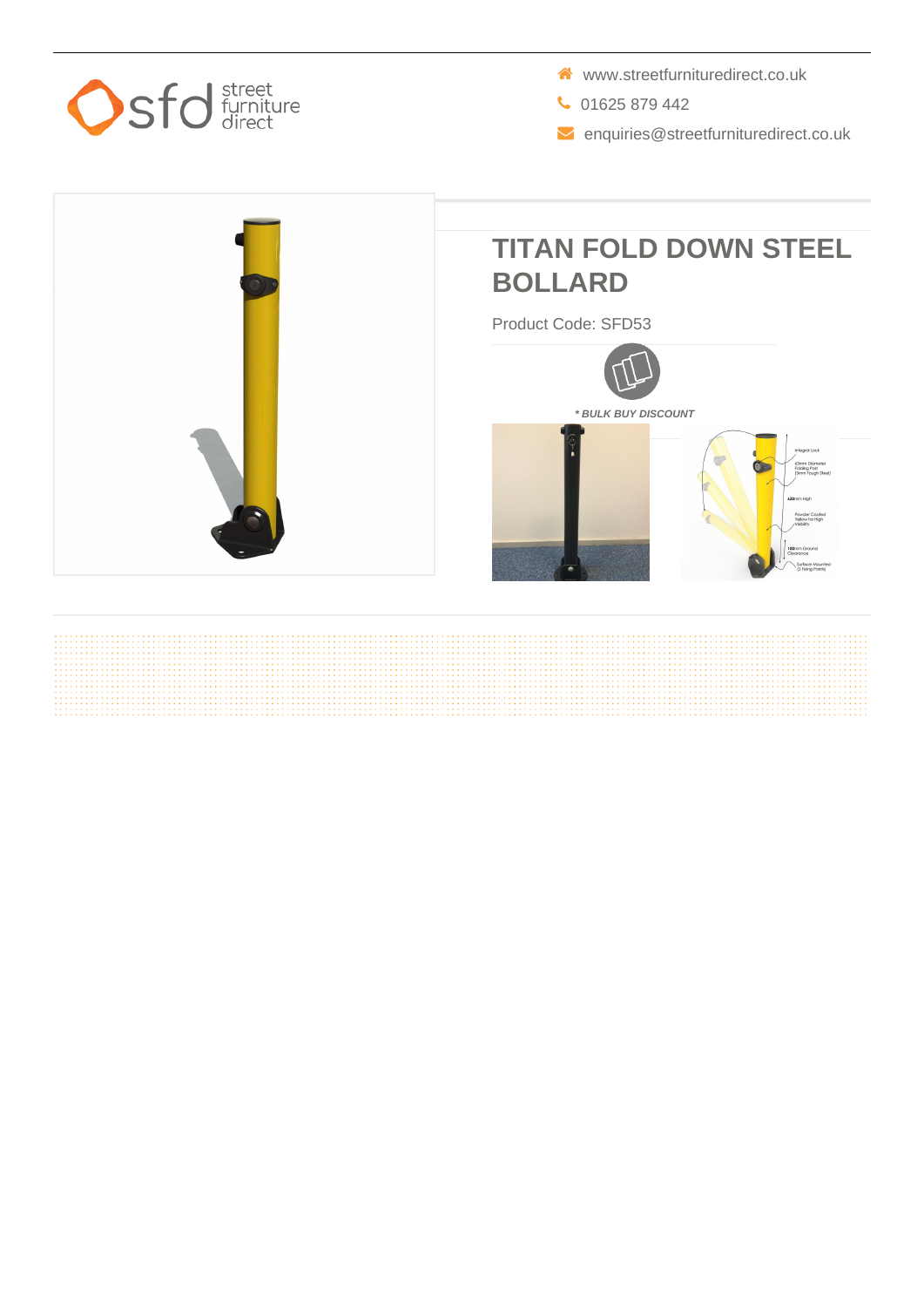www.streetfurnituredirect.co.uk

01625 879 442

enquiries@streetfurnituredirect.co.uk

# TITAN FOLD DOWN STEEL BOLLARD

Product Code: SFD53

*\* BULK BUY DISCOUNT*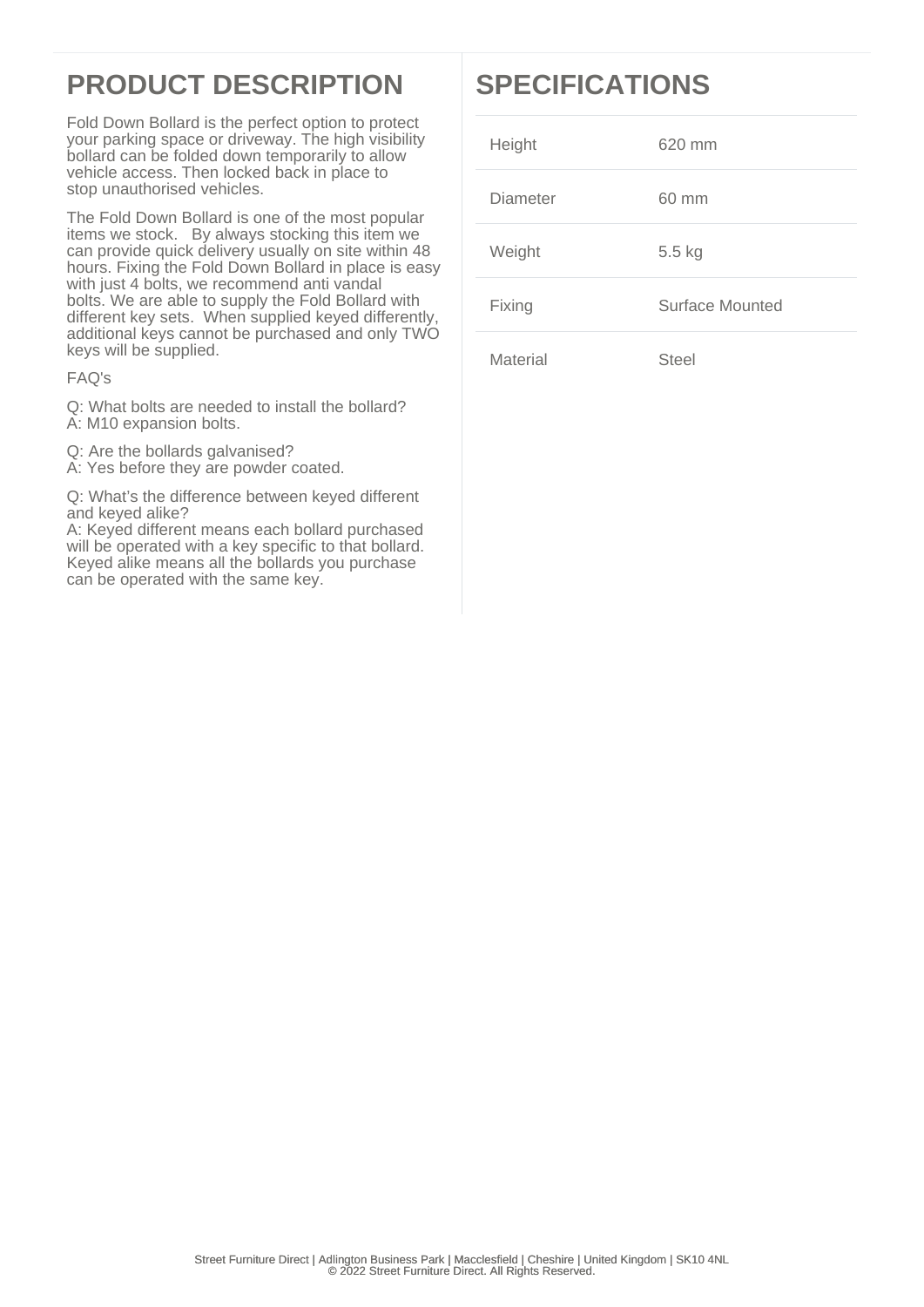## PRODUCT DESCRIPTION

Fold Down Bollard is the perfect option to protect your parking space or driveway. The high visibility bollard can be folded down temporarily to allow vehicle access. Then locked back in place to stop unauthorised vehicles.

The Fold Down Bollard is one of the most popular items we stock. By always stocking this item we can provide quick delivery usually on site within 48 hours. Fixing the Fold Down Bollard in place is easy with just 4 bolts, we recommend anti vandal bolts. We are able to supply the Fold Bollard with different key sets. When supplied keyed differently, additional keys cannot be purchased and only TWO keys will be supplied.

FAQ's

Q: What bolts are needed to install the bollard?
A: M10 expansion bolts.

Q: Are the bollards galvanised?
A: Yes before they are powder coated.

Q: What's the difference between keyed different and keyed alike?
A: Keyed different means each bollard purchased will be operated with a key specific to that bollard. Keyed alike means all the bollards you purchase can be operated with the same key.

## SPECIFICATIONS

| | |
|---|---|
| Height | 620 mm |
| Diameter | 60 mm |
| Weight | 5.5 kg |
| Fixing | Surface Mounted |
| Material | Steel |